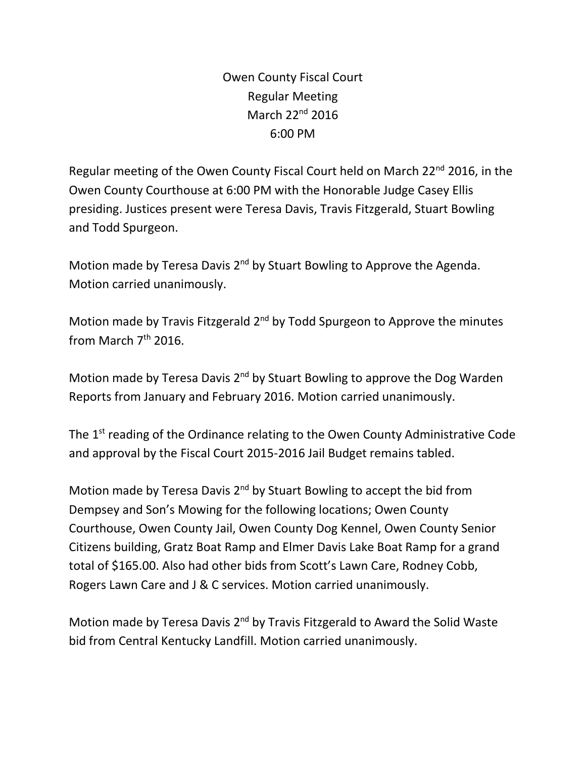# Owen County Fiscal Court
## Regular Meeting
## March 22nd 2016
## 6:00 PM

Regular meeting of the Owen County Fiscal Court held on March 22nd 2016, in the Owen County Courthouse at 6:00 PM with the Honorable Judge Casey Ellis presiding. Justices present were Teresa Davis, Travis Fitzgerald, Stuart Bowling and Todd Spurgeon.

Motion made by Teresa Davis 2nd by Stuart Bowling to Approve the Agenda. Motion carried unanimously.

Motion made by Travis Fitzgerald 2nd by Todd Spurgeon to Approve the minutes from March 7th 2016.

Motion made by Teresa Davis 2nd by Stuart Bowling to approve the Dog Warden Reports from January and February 2016. Motion carried unanimously.

The 1st reading of the Ordinance relating to the Owen County Administrative Code and approval by the Fiscal Court 2015-2016 Jail Budget remains tabled.

Motion made by Teresa Davis 2nd by Stuart Bowling to accept the bid from Dempsey and Son's Mowing for the following locations; Owen County Courthouse, Owen County Jail, Owen County Dog Kennel, Owen County Senior Citizens building, Gratz Boat Ramp and Elmer Davis Lake Boat Ramp for a grand total of $165.00. Also had other bids from Scott's Lawn Care, Rodney Cobb, Rogers Lawn Care and J & C services. Motion carried unanimously.

Motion made by Teresa Davis 2nd by Travis Fitzgerald to Award the Solid Waste bid from Central Kentucky Landfill. Motion carried unanimously.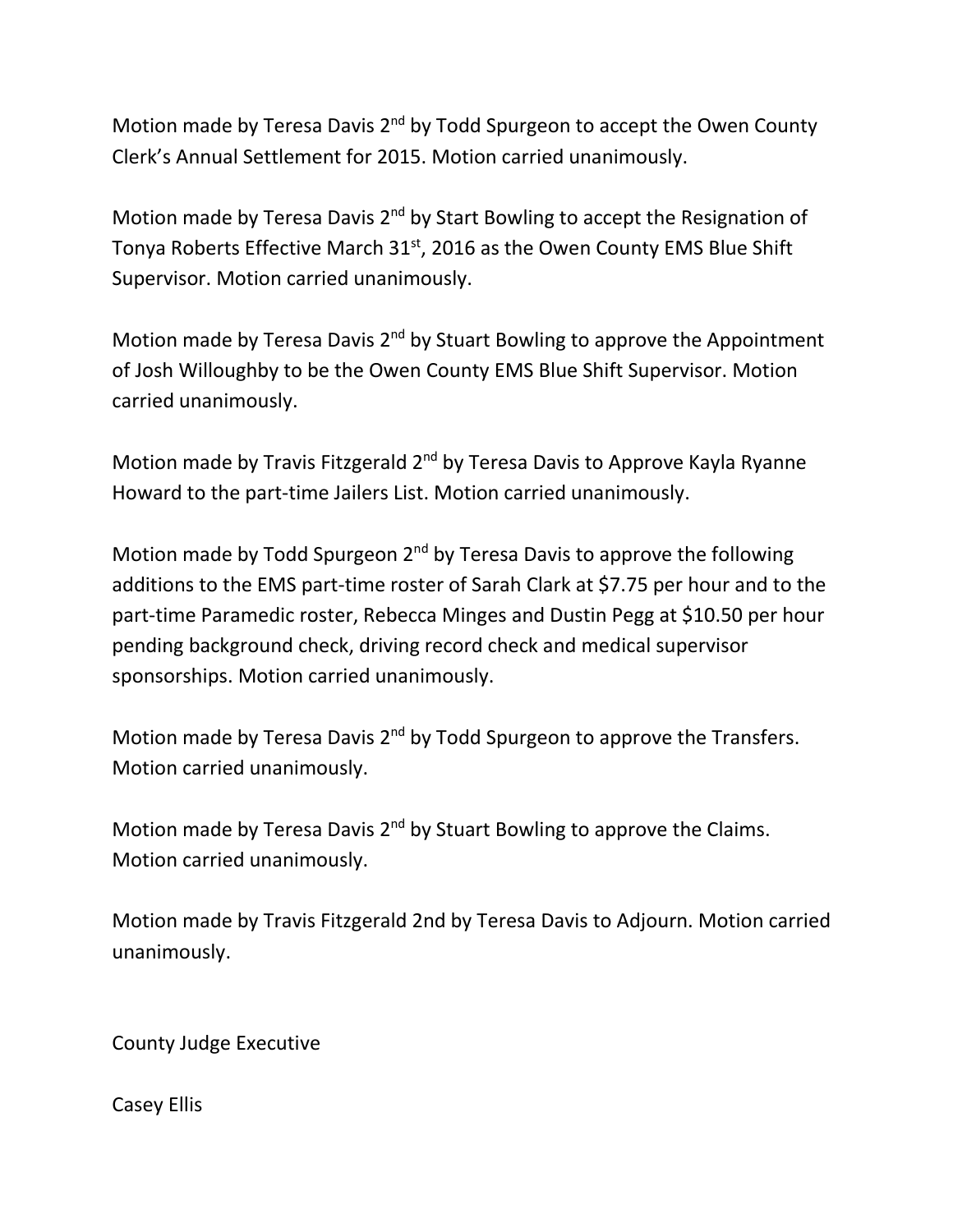Motion made by Teresa Davis 2nd by Todd Spurgeon to accept the Owen County Clerk's Annual Settlement for 2015. Motion carried unanimously.

Motion made by Teresa Davis 2nd by Start Bowling to accept the Resignation of Tonya Roberts Effective March 31st, 2016 as the Owen County EMS Blue Shift Supervisor. Motion carried unanimously.

Motion made by Teresa Davis 2nd by Stuart Bowling to approve the Appointment of Josh Willoughby to be the Owen County EMS Blue Shift Supervisor. Motion carried unanimously.

Motion made by Travis Fitzgerald 2nd by Teresa Davis to Approve Kayla Ryanne Howard to the part-time Jailers List. Motion carried unanimously.

Motion made by Todd Spurgeon 2nd by Teresa Davis to approve the following additions to the EMS part-time roster of Sarah Clark at $7.75 per hour and to the part-time Paramedic roster, Rebecca Minges and Dustin Pegg at $10.50 per hour pending background check, driving record check and medical supervisor sponsorships. Motion carried unanimously.

Motion made by Teresa Davis 2nd by Todd Spurgeon to approve the Transfers. Motion carried unanimously.

Motion made by Teresa Davis 2nd by Stuart Bowling to approve the Claims. Motion carried unanimously.

Motion made by Travis Fitzgerald 2nd by Teresa Davis to Adjourn. Motion carried unanimously.

County Judge Executive

Casey Ellis